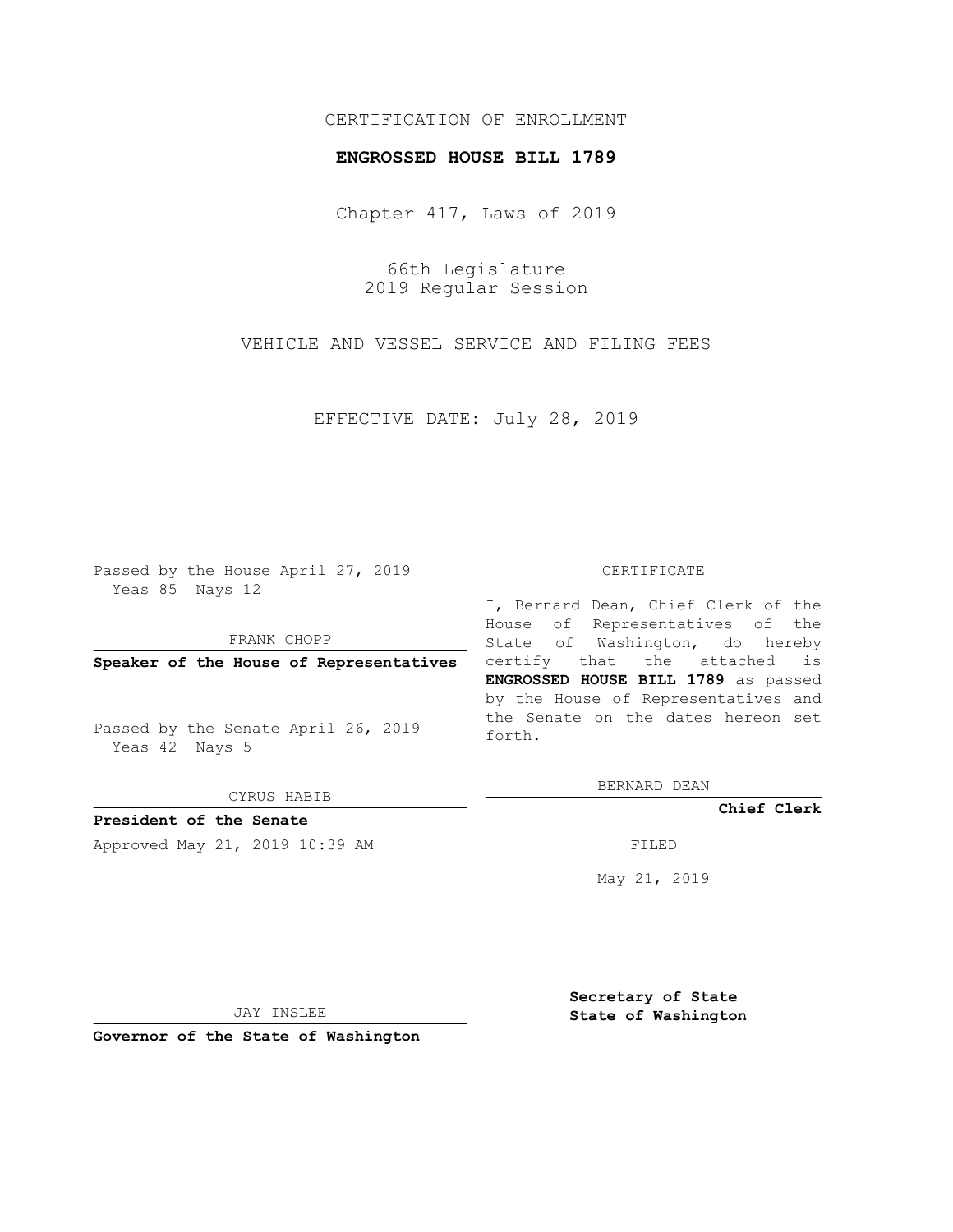CERTIFICATION OF ENROLLMENT

**ENGROSSED HOUSE BILL 1789**

Chapter 417, Laws of 2019

66th Legislature
2019 Regular Session

VEHICLE AND VESSEL SERVICE AND FILING FEES

EFFECTIVE DATE: July 28, 2019

Passed by the House April 27, 2019
Yeas 85 Nays 12

FRANK CHOPP

**Speaker of the House of Representatives**

Passed by the Senate April 26, 2019
Yeas 42 Nays 5

CYRUS HABIB

**President of the Senate**

Approved May 21, 2019 10:39 AM

JAY INSLEE

**Governor of the State of Washington**

CERTIFICATE

I, Bernard Dean, Chief Clerk of the House of Representatives of the State of Washington, do hereby certify that the attached is **ENGROSSED HOUSE BILL 1789** as passed by the House of Representatives and the Senate on the dates hereon set forth.

BERNARD DEAN

**Chief Clerk**

FILED

May 21, 2019

**Secretary of State**
**State of Washington**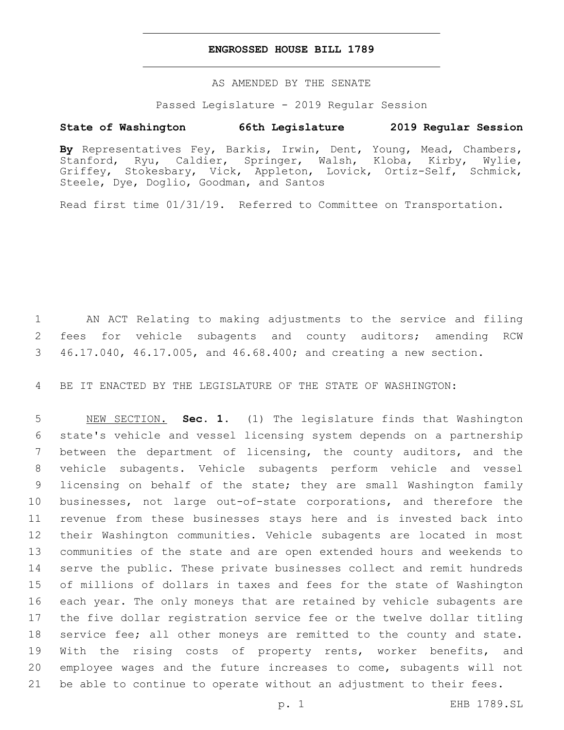# ENGROSSED HOUSE BILL 1789

AS AMENDED BY THE SENATE

Passed Legislature - 2019 Regular Session

**State of Washington 66th Legislature 2019 Regular Session**

**By** Representatives Fey, Barkis, Irwin, Dent, Young, Mead, Chambers, Stanford, Ryu, Caldier, Springer, Walsh, Kloba, Kirby, Wylie, Griffey, Stokesbary, Vick, Appleton, Lovick, Ortiz-Self, Schmick, Steele, Dye, Doglio, Goodman, and Santos

Read first time 01/31/19. Referred to Committee on Transportation.

1 AN ACT Relating to making adjustments to the service and filing
2 fees for vehicle subagents and county auditors; amending RCW
3 46.17.040, 46.17.005, and 46.68.400; and creating a new section.

4 BE IT ENACTED BY THE LEGISLATURE OF THE STATE OF WASHINGTON:

5 NEW SECTION. **Sec. 1.** (1) The legislature finds that Washington
6 state's vehicle and vessel licensing system depends on a partnership
7 between the department of licensing, the county auditors, and the
8 vehicle subagents. Vehicle subagents perform vehicle and vessel
9 licensing on behalf of the state; they are small Washington family
10 businesses, not large out-of-state corporations, and therefore the
11 revenue from these businesses stays here and is invested back into
12 their Washington communities. Vehicle subagents are located in most
13 communities of the state and are open extended hours and weekends to
14 serve the public. These private businesses collect and remit hundreds
15 of millions of dollars in taxes and fees for the state of Washington
16 each year. The only moneys that are retained by vehicle subagents are
17 the five dollar registration service fee or the twelve dollar titling
18 service fee; all other moneys are remitted to the county and state.
19 With the rising costs of property rents, worker benefits, and
20 employee wages and the future increases to come, subagents will not
21 be able to continue to operate without an adjustment to their fees.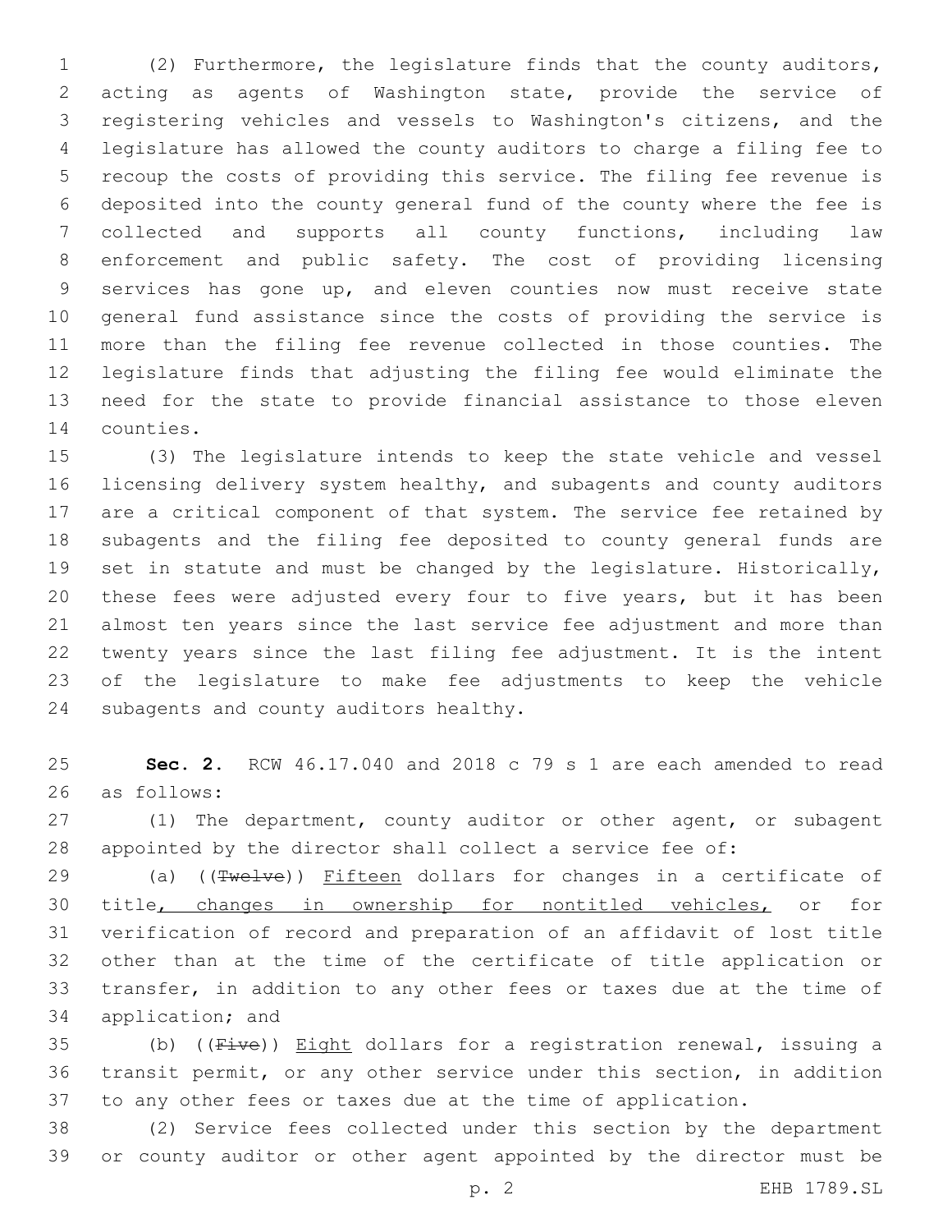(2) Furthermore, the legislature finds that the county auditors, acting as agents of Washington state, provide the service of registering vehicles and vessels to Washington's citizens, and the legislature has allowed the county auditors to charge a filing fee to recoup the costs of providing this service. The filing fee revenue is deposited into the county general fund of the county where the fee is collected and supports all county functions, including law enforcement and public safety. The cost of providing licensing services has gone up, and eleven counties now must receive state general fund assistance since the costs of providing the service is more than the filing fee revenue collected in those counties. The legislature finds that adjusting the filing fee would eliminate the need for the state to provide financial assistance to those eleven counties.

(3) The legislature intends to keep the state vehicle and vessel licensing delivery system healthy, and subagents and county auditors are a critical component of that system. The service fee retained by subagents and the filing fee deposited to county general funds are set in statute and must be changed by the legislature. Historically, these fees were adjusted every four to five years, but it has been almost ten years since the last service fee adjustment and more than twenty years since the last filing fee adjustment. It is the intent of the legislature to make fee adjustments to keep the vehicle subagents and county auditors healthy.

**Sec. 2.** RCW 46.17.040 and 2018 c 79 s 1 are each amended to read as follows:

(1) The department, county auditor or other agent, or subagent appointed by the director shall collect a service fee of:

(a) ((~~Twelve~~)) <u>Fifteen</u> dollars for changes in a certificate of title<u>, changes in ownership for nontitled vehicles,</u> or for verification of record and preparation of an affidavit of lost title other than at the time of the certificate of title application or transfer, in addition to any other fees or taxes due at the time of application; and

(b) ((~~Five~~)) <u>Eight</u> dollars for a registration renewal, issuing a transit permit, or any other service under this section, in addition to any other fees or taxes due at the time of application.

(2) Service fees collected under this section by the department or county auditor or other agent appointed by the director must be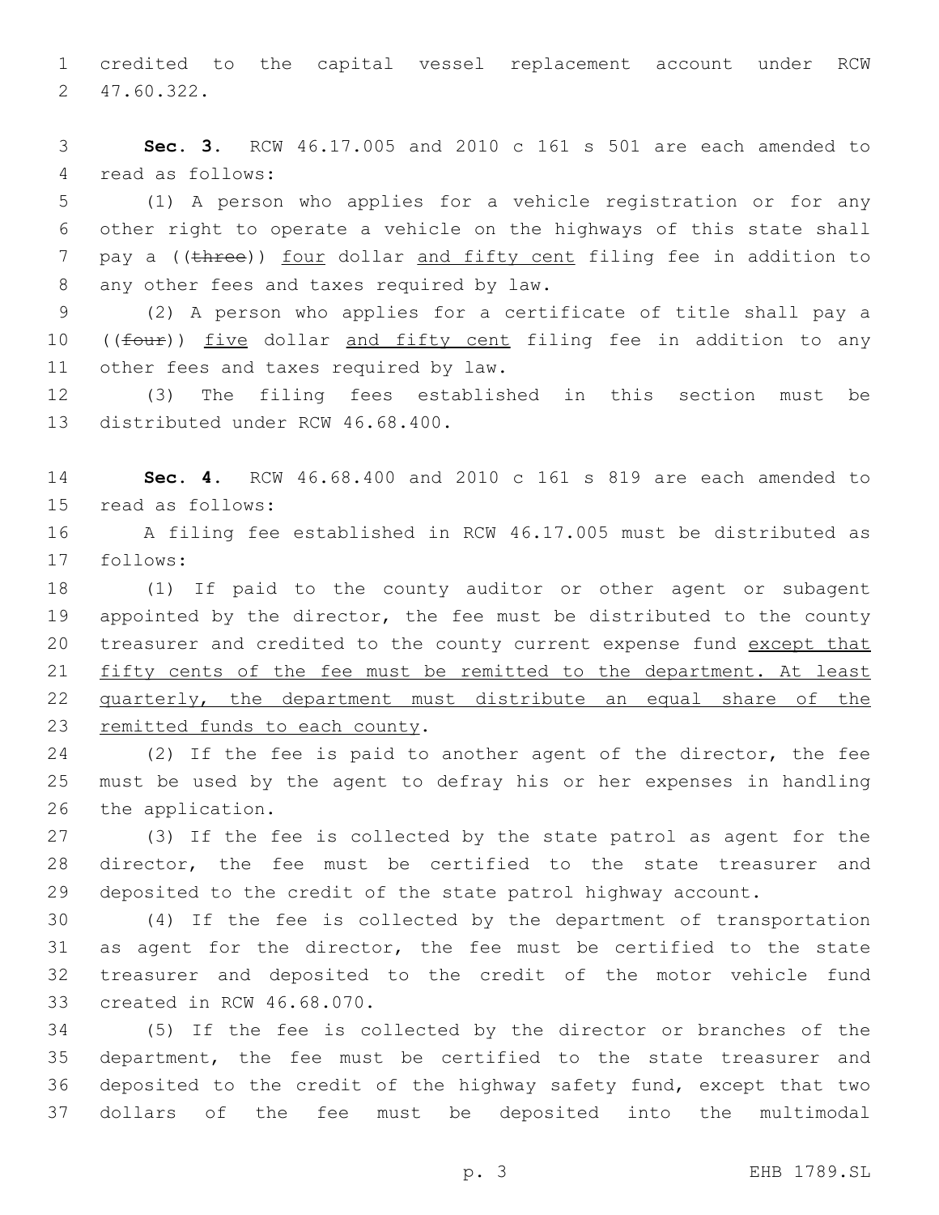credited to the capital vessel replacement account under RCW 47.60.322.

**Sec. 3.** RCW 46.17.005 and 2010 c 161 s 501 are each amended to read as follows:

(1) A person who applies for a vehicle registration or for any other right to operate a vehicle on the highways of this state shall pay a ((~~three~~)) <u>four</u> dollar <u>and fifty cent</u> filing fee in addition to any other fees and taxes required by law.

(2) A person who applies for a certificate of title shall pay a ((~~four~~)) <u>five</u> dollar <u>and fifty cent</u> filing fee in addition to any other fees and taxes required by law.

(3) The filing fees established in this section must be distributed under RCW 46.68.400.

**Sec. 4.** RCW 46.68.400 and 2010 c 161 s 819 are each amended to read as follows:

A filing fee established in RCW 46.17.005 must be distributed as follows:

(1) If paid to the county auditor or other agent or subagent appointed by the director, the fee must be distributed to the county treasurer and credited to the county current expense fund <u>except that fifty cents of the fee must be remitted to the department. At least quarterly, the department must distribute an equal share of the remitted funds to each county</u>.

(2) If the fee is paid to another agent of the director, the fee must be used by the agent to defray his or her expenses in handling the application.

(3) If the fee is collected by the state patrol as agent for the director, the fee must be certified to the state treasurer and deposited to the credit of the state patrol highway account.

(4) If the fee is collected by the department of transportation as agent for the director, the fee must be certified to the state treasurer and deposited to the credit of the motor vehicle fund created in RCW 46.68.070.

(5) If the fee is collected by the director or branches of the department, the fee must be certified to the state treasurer and deposited to the credit of the highway safety fund, except that two dollars of the fee must be deposited into the multimodal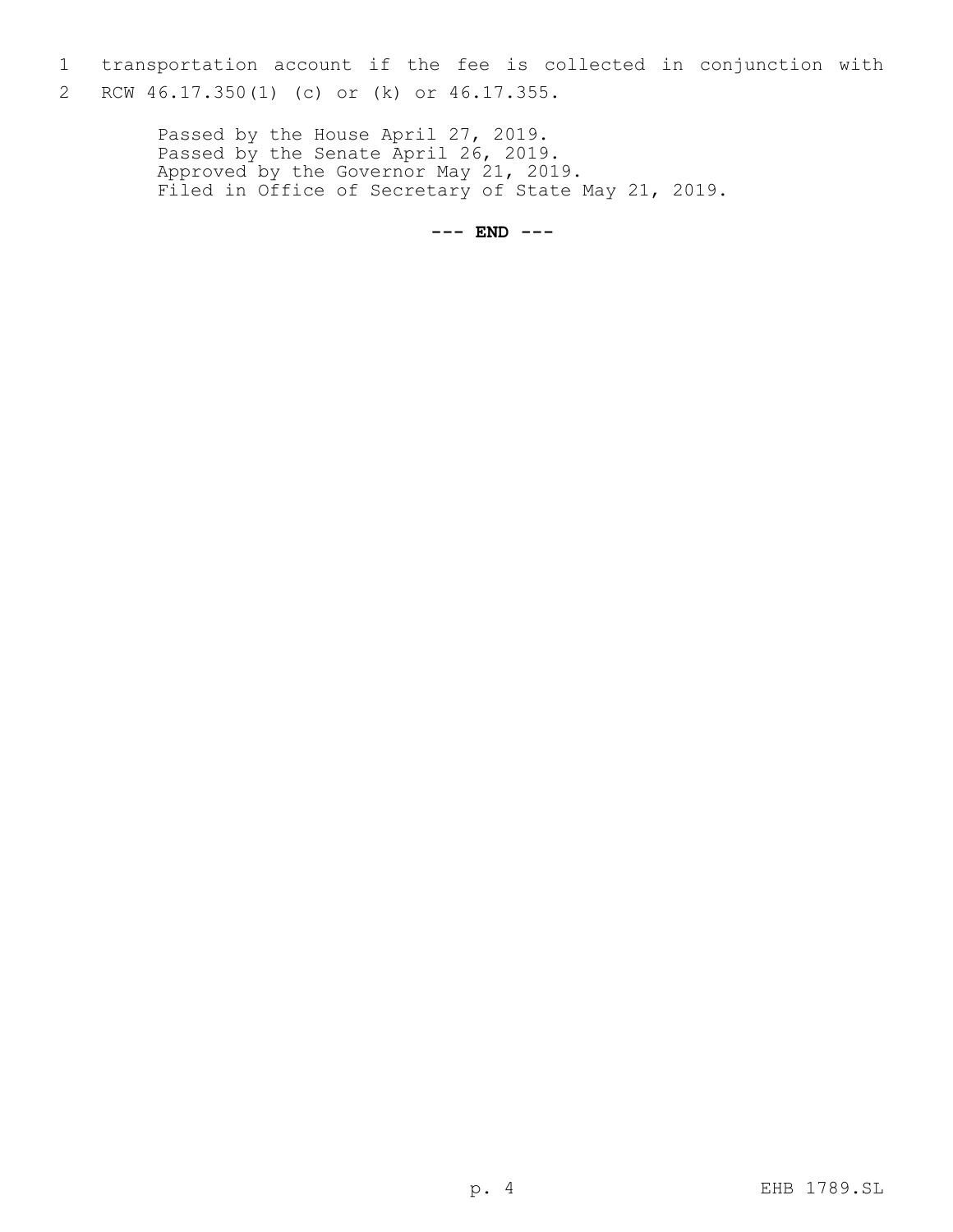transportation account if the fee is collected in conjunction with RCW 46.17.350(1) (c) or (k) or 46.17.355.

Passed by the House April 27, 2019.
Passed by the Senate April 26, 2019.
Approved by the Governor May 21, 2019.
Filed in Office of Secretary of State May 21, 2019.

**--- END ---**